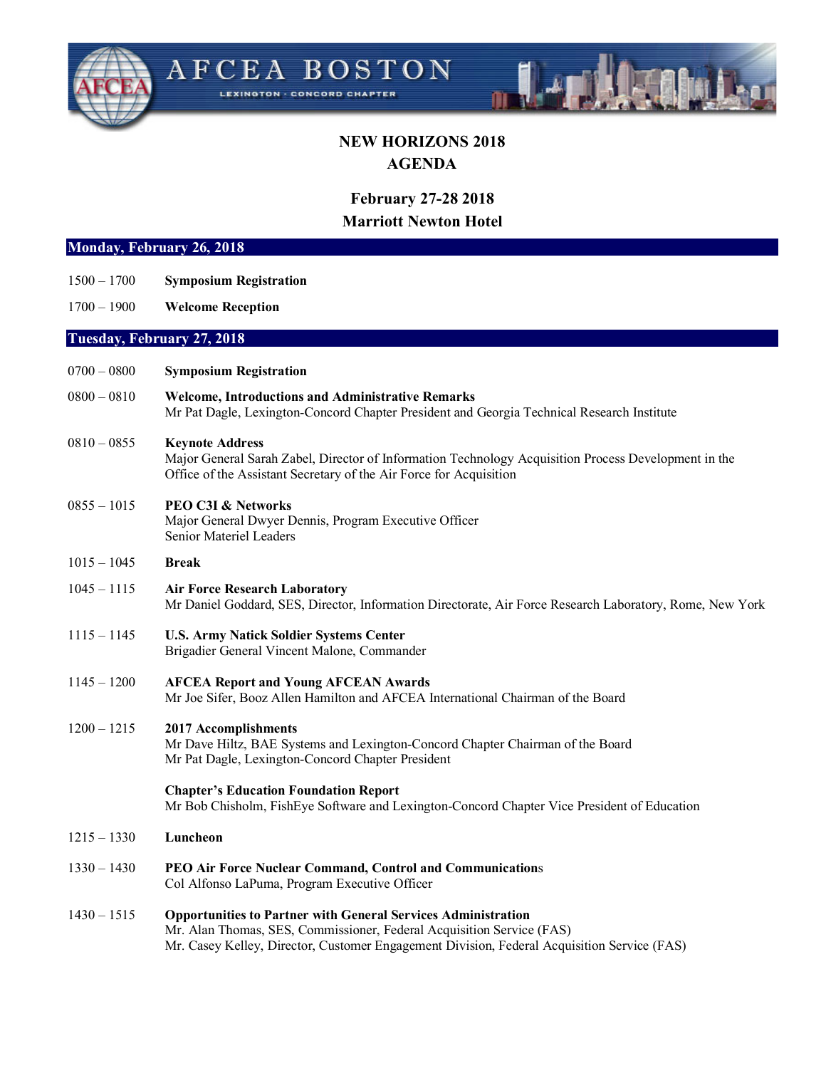# AFCEA BOSTON

LEXINGTON - CONCORD CHAPTER

## NEW HORIZONS 2018
## AGENDA

### February 27-28 2018
### Marriott Newton Hotel

## Monday, February 26, 2018

1500 – 1700 **Symposium Registration**

1700 – 1900 **Welcome Reception**

## Tuesday, February 27, 2018

0700 – 0800 **Symposium Registration**

0800 – 0810 **Welcome, Introductions and Administrative Remarks**
Mr Pat Dagle, Lexington-Concord Chapter President and Georgia Technical Research Institute

0810 – 0855 **Keynote Address**
Major General Sarah Zabel, Director of Information Technology Acquisition Process Development in the Office of the Assistant Secretary of the Air Force for Acquisition

0855 – 1015 **PEO C3I & Networks**
Major General Dwyer Dennis, Program Executive Officer
Senior Materiel Leaders

1015 – 1045 **Break**

1045 – 1115 **Air Force Research Laboratory**
Mr Daniel Goddard, SES, Director, Information Directorate, Air Force Research Laboratory, Rome, New York

1115 – 1145 **U.S. Army Natick Soldier Systems Center**
Brigadier General Vincent Malone, Commander

1145 – 1200 **AFCEA Report and Young AFCEAN Awards**
Mr Joe Sifer, Booz Allen Hamilton and AFCEA International Chairman of the Board

1200 – 1215 **2017 Accomplishments**
Mr Dave Hiltz, BAE Systems and Lexington-Concord Chapter Chairman of the Board
Mr Pat Dagle, Lexington-Concord Chapter President

**Chapter's Education Foundation Report**
Mr Bob Chisholm, FishEye Software and Lexington-Concord Chapter Vice President of Education

1215 – 1330 **Luncheon**

1330 – 1430 **PEO Air Force Nuclear Command, Control and Communications**
Col Alfonso LaPuma, Program Executive Officer

1430 – 1515 **Opportunities to Partner with General Services Administration**
Mr. Alan Thomas, SES, Commissioner, Federal Acquisition Service (FAS)
Mr. Casey Kelley, Director, Customer Engagement Division, Federal Acquisition Service (FAS)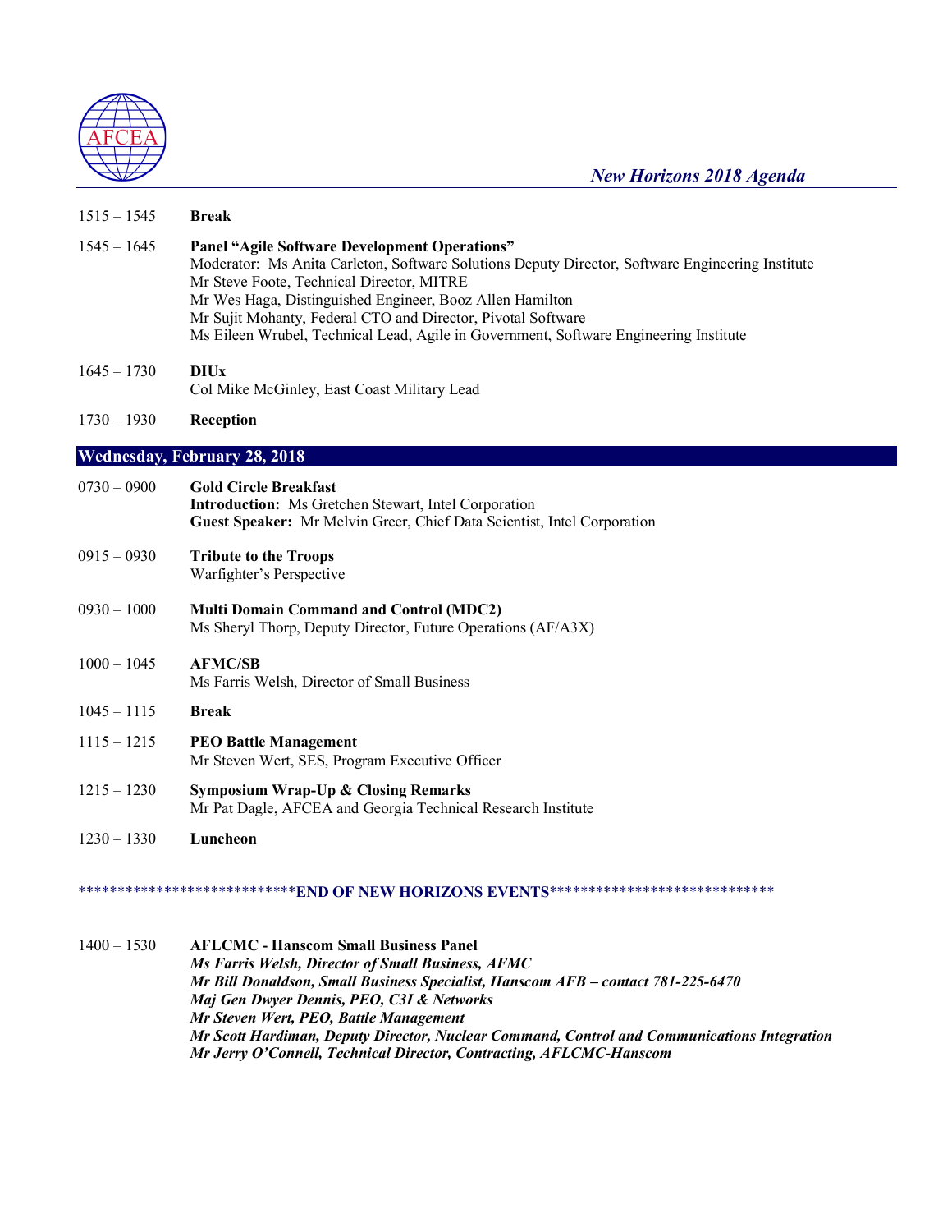| | | |
|---|---|---|
| 1515 – 1545 | **Break** |
| 1545 – 1645 | **Panel "Agile Software Development Operations"**<br>Moderator: Ms Anita Carleton, Software Solutions Deputy Director, Software Engineering Institute<br>Mr Steve Foote, Technical Director, MITRE<br>Mr Wes Haga, Distinguished Engineer, Booz Allen Hamilton<br>Mr Sujit Mohanty, Federal CTO and Director, Pivotal Software<br>Ms Eileen Wrubel, Technical Lead, Agile in Government, Software Engineering Institute |
| 1645 – 1730 | **DIUx**<br>Col Mike McGinley, East Coast Military Lead |
| 1730 – 1930 | **Reception** |

## Wednesday, February 28, 2018

| | |
|---|---|
| 0730 – 0900 | **Gold Circle Breakfast**<br>**Introduction:** Ms Gretchen Stewart, Intel Corporation<br>**Guest Speaker:** Mr Melvin Greer, Chief Data Scientist, Intel Corporation |
| 0915 – 0930 | **Tribute to the Troops**<br>Warfighter's Perspective |
| 0930 – 1000 | **Multi Domain Command and Control (MDC2)**<br>Ms Sheryl Thorp, Deputy Director, Future Operations (AF/A3X) |
| 1000 – 1045 | **AFMC/SB**<br>Ms Farris Welsh, Director of Small Business |
| 1045 – 1115 | **Break** |
| 1115 – 1215 | **PEO Battle Management**<br>Mr Steven Wert, SES, Program Executive Officer |
| 1215 – 1230 | **Symposium Wrap-Up & Closing Remarks**<br>Mr Pat Dagle, AFCEA and Georgia Technical Research Institute |
| 1230 – 1330 | **Luncheon** |

****************************END OF NEW HORIZONS EVENTS*****************************

| | |
|---|---|
| 1400 – 1530 | **AFLCMC - Hanscom Small Business Panel**<br>***Ms Farris Welsh, Director of Small Business, AFMC***<br>***Mr Bill Donaldson, Small Business Specialist, Hanscom AFB – contact 781-225-6470***<br>***Maj Gen Dwyer Dennis, PEO, C3I & Networks***<br>***Mr Steven Wert, PEO, Battle Management***<br>***Mr Scott Hardiman, Deputy Director, Nuclear Command, Control and Communications Integration***<br>***Mr Jerry O'Connell, Technical Director, Contracting, AFLCMC-Hanscom*** |